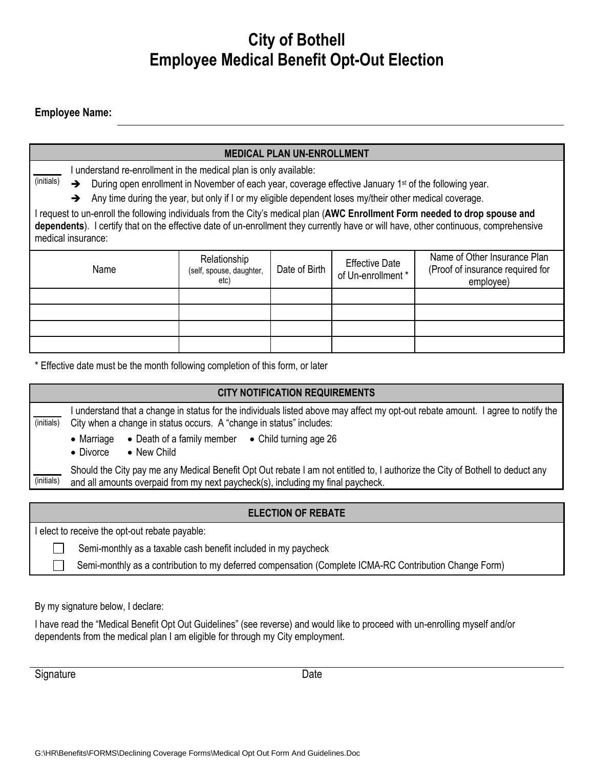# City of Bothell
# Employee Medical Benefit Opt-Out Election

**Employee Name:** ____________________________________________

## MEDICAL PLAN UN-ENROLLMENT

_____ (initials) I understand re-enrollment in the medical plan is only available:

- ➔ During open enrollment in November of each year, coverage effective January 1st of the following year.
- ➔ Any time during the year, but only if I or my eligible dependent loses my/their other medical coverage.

I request to un-enroll the following individuals from the City's medical plan (**AWC Enrollment Form needed to drop spouse and dependents**). I certify that on the effective date of un-enrollment they currently have or will have, other continuous, comprehensive medical insurance:

| Name | Relationship (self, spouse, daughter, etc) | Date of Birth | Effective Date of Un-enrollment * | Name of Other Insurance Plan (Proof of insurance required for employee) |
|---|---|---|---|---|
| | | | | |
| | | | | |
| | | | | |
| | | | | |

* Effective date must be the month following completion of this form, or later

## CITY NOTIFICATION REQUIREMENTS

_____ (initials) I understand that a change in status for the individuals listed above may affect my opt-out rebate amount. I agree to notify the City when a change in status occurs. A "change in status" includes:

- Marriage
- Death of a family member
- Child turning age 26
- Divorce
- New Child

_____ (initials) Should the City pay me any Medical Benefit Opt Out rebate I am not entitled to, I authorize the City of Bothell to deduct any and all amounts overpaid from my next paycheck(s), including my final paycheck.

## ELECTION OF REBATE

I elect to receive the opt-out rebate payable:

- ☐ Semi-monthly as a taxable cash benefit included in my paycheck
- ☐ Semi-monthly as a contribution to my deferred compensation (Complete ICMA-RC Contribution Change Form)

By my signature below, I declare:

I have read the "Medical Benefit Opt Out Guidelines" (see reverse) and would like to proceed with un-enrolling myself and/or dependents from the medical plan I am eligible for through my City employment.

Signature ____________________________ Date ____________________________

G:\HR\Benefits\FORMS\Declining Coverage Forms\Medical Opt Out Form And Guidelines.Doc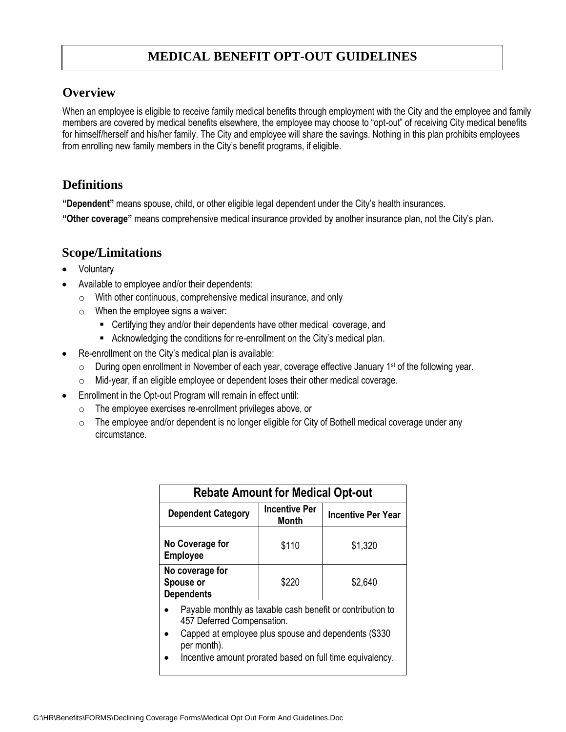# MEDICAL BENEFIT OPT-OUT GUIDELINES

## Overview

When an employee is eligible to receive family medical benefits through employment with the City and the employee and family members are covered by medical benefits elsewhere, the employee may choose to "opt-out" of receiving City medical benefits for himself/herself and his/her family. The City and employee will share the savings. Nothing in this plan prohibits employees from enrolling new family members in the City's benefit programs, if eligible.

## Definitions

**"Dependent"** means spouse, child, or other eligible legal dependent under the City's health insurances.

**"Other coverage"** means comprehensive medical insurance provided by another insurance plan, not the City's plan**.**

## Scope/Limitations

- Voluntary
- Available to employee and/or their dependents:
  - With other continuous, comprehensive medical insurance, and only
  - When the employee signs a waiver:
    - Certifying they and/or their dependents have other medical coverage, and
    - Acknowledging the conditions for re-enrollment on the City's medical plan.
- Re-enrollment on the City's medical plan is available:
  - During open enrollment in November of each year, coverage effective January 1st of the following year.
  - Mid-year, if an eligible employee or dependent loses their other medical coverage.
- Enrollment in the Opt-out Program will remain in effect until:
  - The employee exercises re-enrollment privileges above, or
  - The employee and/or dependent is no longer eligible for City of Bothell medical coverage under any circumstance.

**Rebate Amount for Medical Opt-out**

| Dependent Category | Incentive Per Month | Incentive Per Year |
|---|---|---|
| **No Coverage for Employee** | $110 | $1,320 |
| **No coverage for Spouse or Dependents** | $220 | $2,640 |

- Payable monthly as taxable cash benefit or contribution to 457 Deferred Compensation.
- Capped at employee plus spouse and dependents ($330 per month).
- Incentive amount prorated based on full time equivalency.

G:\HR\Benefits\FORMS\Declining Coverage Forms\Medical Opt Out Form And Guidelines.Doc